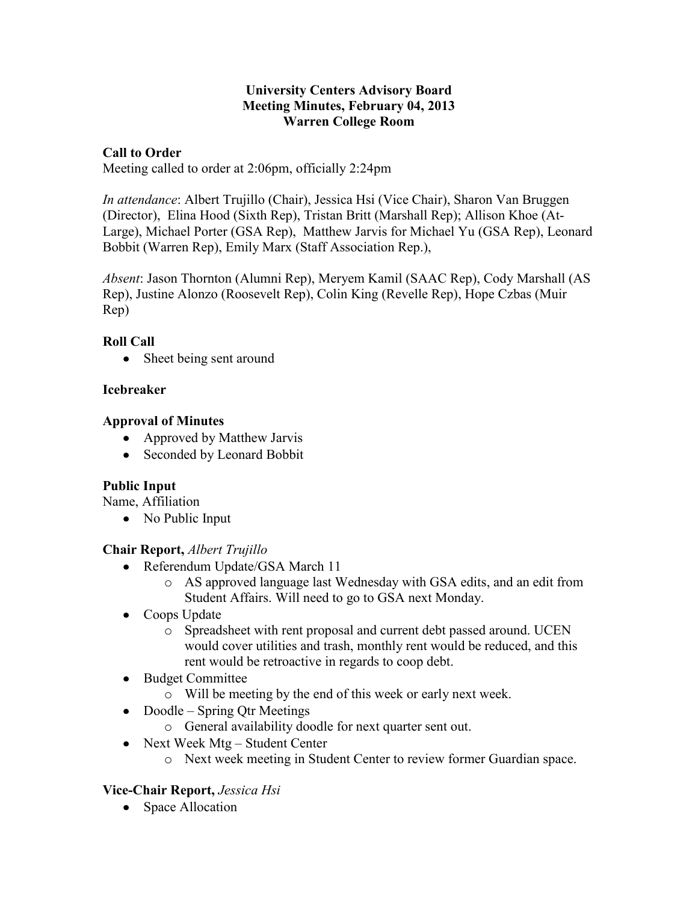**University Centers Advisory Board**
**Meeting Minutes, February 04, 2013**
**Warren College Room**

**Call to Order**

Meeting called to order at 2:06pm, officially 2:24pm

*In attendance*: Albert Trujillo (Chair), Jessica Hsi (Vice Chair), Sharon Van Bruggen (Director), Elina Hood (Sixth Rep), Tristan Britt (Marshall Rep); Allison Khoe (At-Large), Michael Porter (GSA Rep), Matthew Jarvis for Michael Yu (GSA Rep), Leonard Bobbit (Warren Rep), Emily Marx (Staff Association Rep.),

*Absent*: Jason Thornton (Alumni Rep), Meryem Kamil (SAAC Rep), Cody Marshall (AS Rep), Justine Alonzo (Roosevelt Rep), Colin King (Revelle Rep), Hope Czbas (Muir Rep)

**Roll Call**

- Sheet being sent around

**Icebreaker**

**Approval of Minutes**

- Approved by Matthew Jarvis
- Seconded by Leonard Bobbit

**Public Input**

Name, Affiliation

- No Public Input

**Chair Report,** *Albert Trujillo*

- Referendum Update/GSA March 11
  - AS approved language last Wednesday with GSA edits, and an edit from Student Affairs. Will need to go to GSA next Monday.
- Coops Update
  - Spreadsheet with rent proposal and current debt passed around. UCEN would cover utilities and trash, monthly rent would be reduced, and this rent would be retroactive in regards to coop debt.
- Budget Committee
  - Will be meeting by the end of this week or early next week.
- Doodle – Spring Qtr Meetings
  - General availability doodle for next quarter sent out.
- Next Week Mtg – Student Center
  - Next week meeting in Student Center to review former Guardian space.

**Vice-Chair Report,** *Jessica Hsi*

- Space Allocation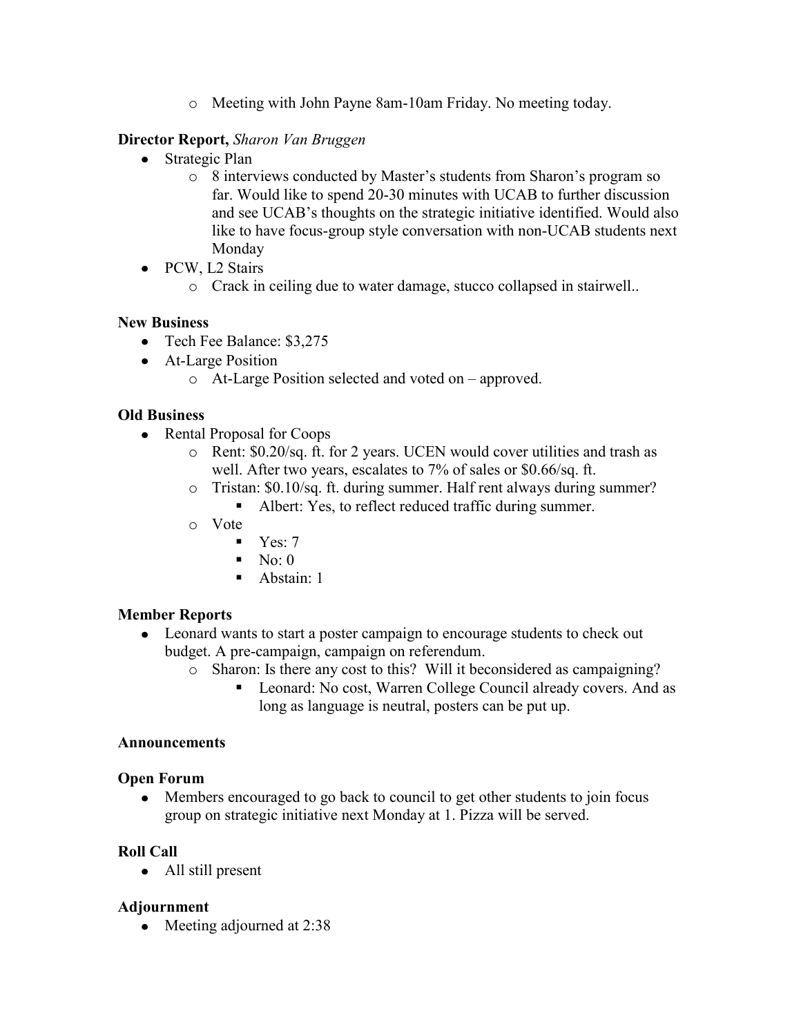- Meeting with John Payne 8am-10am Friday. No meeting today.

**Director Report,** *Sharon Van Bruggen*

- Strategic Plan
  - 8 interviews conducted by Master's students from Sharon's program so far. Would like to spend 20-30 minutes with UCAB to further discussion and see UCAB's thoughts on the strategic initiative identified. Would also like to have focus-group style conversation with non-UCAB students next Monday
- PCW, L2 Stairs
  - Crack in ceiling due to water damage, stucco collapsed in stairwell..

**New Business**

- Tech Fee Balance: $3,275
- At-Large Position
  - At-Large Position selected and voted on – approved.

**Old Business**

- Rental Proposal for Coops
  - Rent: $0.20/sq. ft. for 2 years. UCEN would cover utilities and trash as well. After two years, escalates to 7% of sales or $0.66/sq. ft.
  - Tristan: $0.10/sq. ft. during summer. Half rent always during summer?
    - Albert: Yes, to reflect reduced traffic during summer.
  - Vote
    - Yes: 7
    - No: 0
    - Abstain: 1

**Member Reports**

- Leonard wants to start a poster campaign to encourage students to check out budget. A pre-campaign, campaign on referendum.
  - Sharon: Is there any cost to this? Will it beconsidered as campaigning?
    - Leonard: No cost, Warren College Council already covers. And as long as language is neutral, posters can be put up.

**Announcements**

**Open Forum**

- Members encouraged to go back to council to get other students to join focus group on strategic initiative next Monday at 1. Pizza will be served.

**Roll Call**

- All still present

**Adjournment**

- Meeting adjourned at 2:38